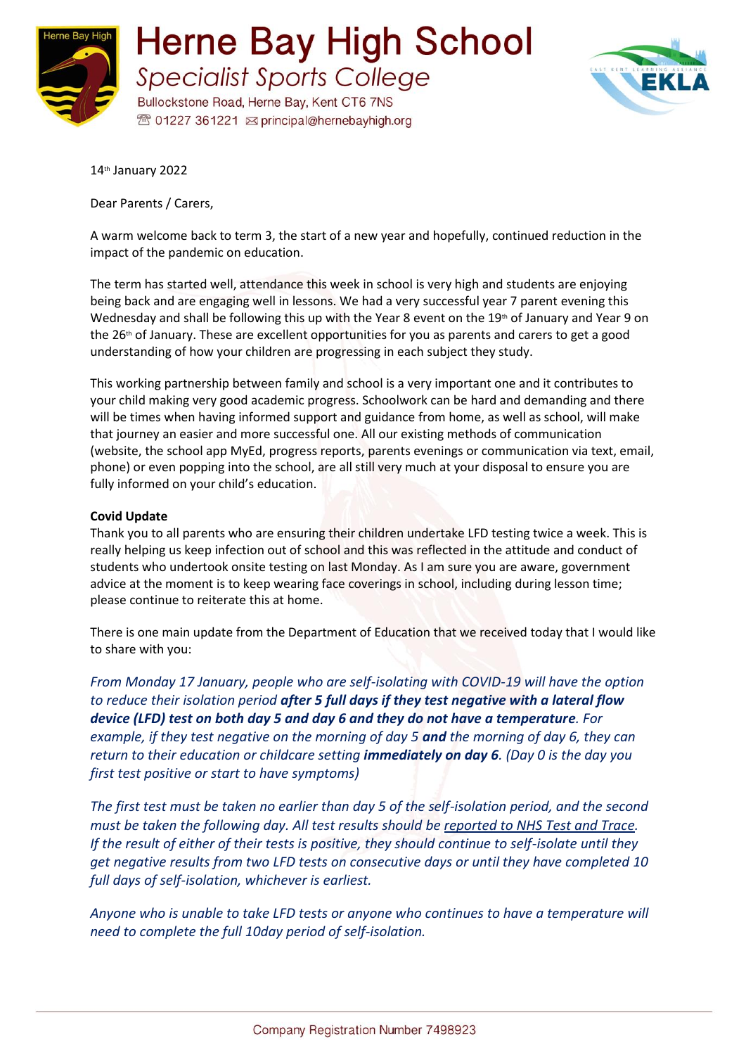# Herne Bay High School

## Specialist Sports College

Bullockstone Road, Herne Bay, Kent CT6 7NS
☎ 01227 361221 ✉ principal@hernebayhigh.org

14th January 2022

Dear Parents / Carers,

A warm welcome back to term 3, the start of a new year and hopefully, continued reduction in the impact of the pandemic on education.

The term has started well, attendance this week in school is very high and students are enjoying being back and are engaging well in lessons. We had a very successful year 7 parent evening this Wednesday and shall be following this up with the Year 8 event on the 19th of January and Year 9 on the 26th of January. These are excellent opportunities for you as parents and carers to get a good understanding of how your children are progressing in each subject they study.

This working partnership between family and school is a very important one and it contributes to your child making very good academic progress. Schoolwork can be hard and demanding and there will be times when having informed support and guidance from home, as well as school, will make that journey an easier and more successful one. All our existing methods of communication (website, the school app MyEd, progress reports, parents evenings or communication via text, email, phone) or even popping into the school, are all still very much at your disposal to ensure you are fully informed on your child's education.

**Covid Update**

Thank you to all parents who are ensuring their children undertake LFD testing twice a week. This is really helping us keep infection out of school and this was reflected in the attitude and conduct of students who undertook onsite testing on last Monday. As I am sure you are aware, government advice at the moment is to keep wearing face coverings in school, including during lesson time; please continue to reiterate this at home.

There is one main update from the Department of Education that we received today that I would like to share with you:

*From Monday 17 January, people who are self-isolating with COVID-19 will have the option to reduce their isolation period* ***after 5 full days if they test negative with a lateral flow device (LFD) test on both day 5 and day 6 and they do not have a temperature****. For example, if they test negative on the morning of day 5* ***and*** *the morning of day 6, they can return to their education or childcare setting* ***immediately on day 6****. (Day 0 is the day you first test positive or start to have symptoms)*

*The first test must be taken no earlier than day 5 of the self-isolation period, and the second must be taken the following day. All test results should be reported to NHS Test and Trace. If the result of either of their tests is positive, they should continue to self-isolate until they get negative results from two LFD tests on consecutive days or until they have completed 10 full days of self-isolation, whichever is earliest.*

*Anyone who is unable to take LFD tests or anyone who continues to have a temperature will need to complete the full 10day period of self-isolation.*

Company Registration Number 7498923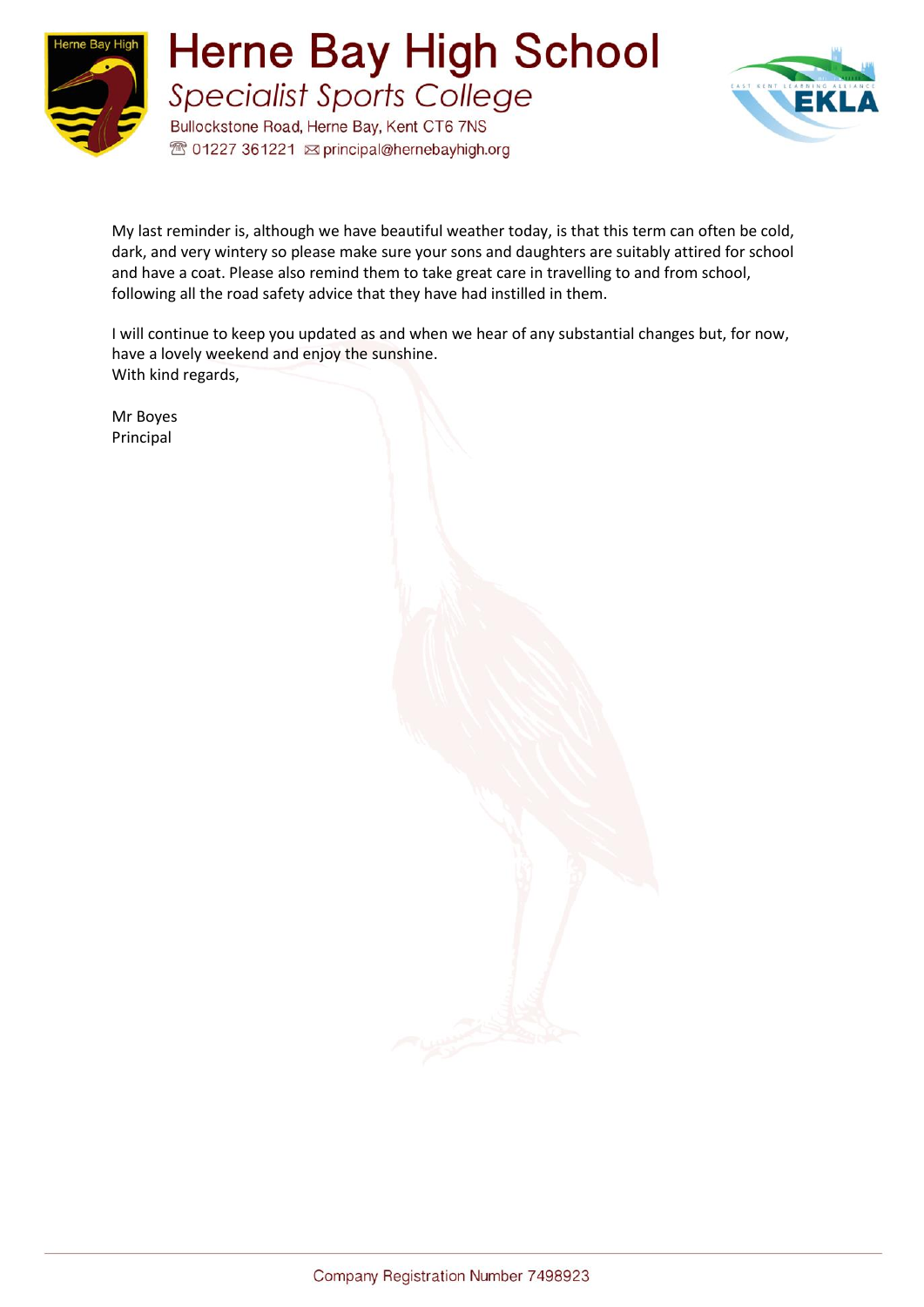My last reminder is, although we have beautiful weather today, is that this term can often be cold, dark, and very wintery so please make sure your sons and daughters are suitably attired for school and have a coat. Please also remind them to take great care in travelling to and from school, following all the road safety advice that they have had instilled in them.

I will continue to keep you updated as and when we hear of any substantial changes but, for now, have a lovely weekend and enjoy the sunshine.
With kind regards,

Mr Boyes
Principal